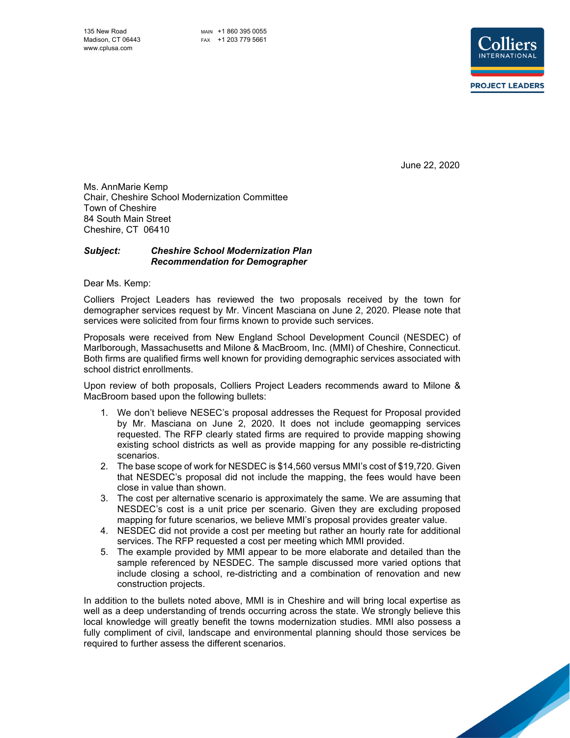135 New Road
Madison, CT 06443
www.cplusa.com

MAIN +1 860 395 0055
FAX +1 203 779 5661

Colliers INTERNATIONAL
PROJECT LEADERS

June 22, 2020

Ms. AnnMarie Kemp
Chair, Cheshire School Modernization Committee
Town of Cheshire
84 South Main Street
Cheshire, CT 06410

***Subject: Cheshire School Modernization Plan***
***Recommendation for Demographer***

Dear Ms. Kemp:

Colliers Project Leaders has reviewed the two proposals received by the town for demographer services request by Mr. Vincent Masciana on June 2, 2020. Please note that services were solicited from four firms known to provide such services.

Proposals were received from New England School Development Council (NESDEC) of Marlborough, Massachusetts and Milone & MacBroom, Inc. (MMI) of Cheshire, Connecticut. Both firms are qualified firms well known for providing demographic services associated with school district enrollments.

Upon review of both proposals, Colliers Project Leaders recommends award to Milone & MacBroom based upon the following bullets:

1. We don't believe NESEC's proposal addresses the Request for Proposal provided by Mr. Masciana on June 2, 2020. It does not include geomapping services requested. The RFP clearly stated firms are required to provide mapping showing existing school districts as well as provide mapping for any possible re-districting scenarios.
2. The base scope of work for NESDEC is $14,560 versus MMI's cost of $19,720. Given that NESDEC's proposal did not include the mapping, the fees would have been close in value than shown.
3. The cost per alternative scenario is approximately the same. We are assuming that NESDEC's cost is a unit price per scenario. Given they are excluding proposed mapping for future scenarios, we believe MMI's proposal provides greater value.
4. NESDEC did not provide a cost per meeting but rather an hourly rate for additional services. The RFP requested a cost per meeting which MMI provided.
5. The example provided by MMI appear to be more elaborate and detailed than the sample referenced by NESDEC. The sample discussed more varied options that include closing a school, re-districting and a combination of renovation and new construction projects.

In addition to the bullets noted above, MMI is in Cheshire and will bring local expertise as well as a deep understanding of trends occurring across the state. We strongly believe this local knowledge will greatly benefit the towns modernization studies. MMI also possess a fully compliment of civil, landscape and environmental planning should those services be required to further assess the different scenarios.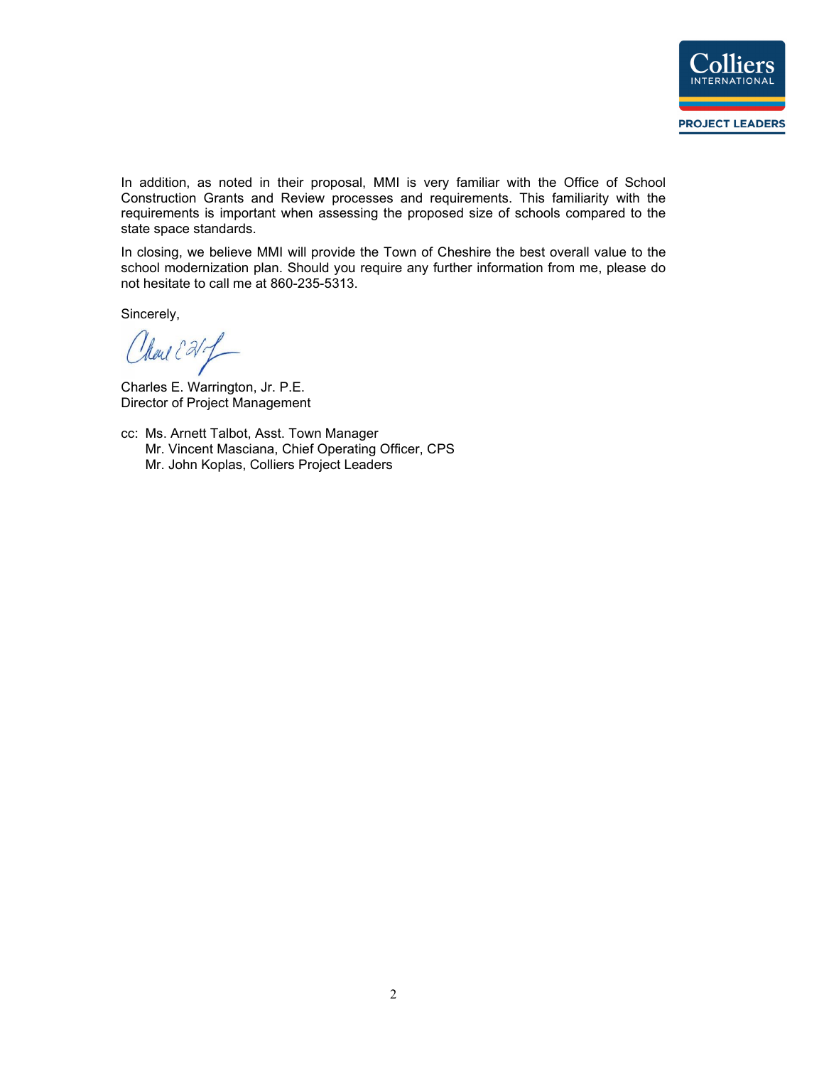In addition, as noted in their proposal, MMI is very familiar with the Office of School Construction Grants and Review processes and requirements. This familiarity with the requirements is important when assessing the proposed size of schools compared to the state space standards.

In closing, we believe MMI will provide the Town of Cheshire the best overall value to the school modernization plan. Should you require any further information from me, please do not hesitate to call me at 860-235-5313.

Sincerely,

Charles E. Warrington, Jr. P.E.
Director of Project Management

cc: Ms. Arnett Talbot, Asst. Town Manager
Mr. Vincent Masciana, Chief Operating Officer, CPS
Mr. John Koplas, Colliers Project Leaders